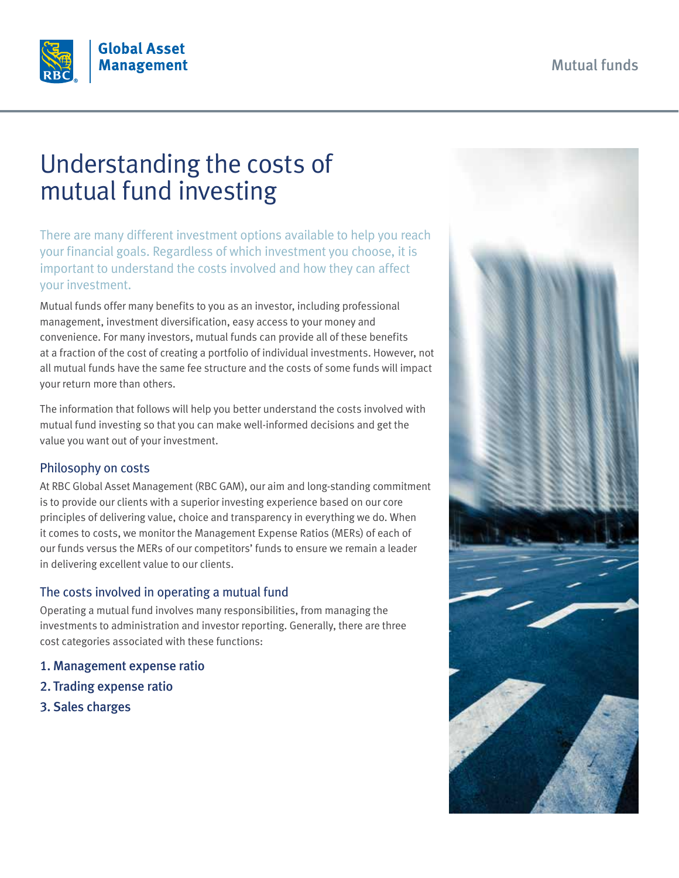Global Asset Management

Mutual funds

# Understanding the costs of mutual fund investing

There are many different investment options available to help you reach your financial goals. Regardless of which investment you choose, it is important to understand the costs involved and how they can affect your investment.

Mutual funds offer many benefits to you as an investor, including professional management, investment diversification, easy access to your money and convenience. For many investors, mutual funds can provide all of these benefits at a fraction of the cost of creating a portfolio of individual investments. However, not all mutual funds have the same fee structure and the costs of some funds will impact your return more than others.

The information that follows will help you better understand the costs involved with mutual fund investing so that you can make well-informed decisions and get the value you want out of your investment.

## Philosophy on costs

At RBC Global Asset Management (RBC GAM), our aim and long-standing commitment is to provide our clients with a superior investing experience based on our core principles of delivering value, choice and transparency in everything we do. When it comes to costs, we monitor the Management Expense Ratios (MERs) of each of our funds versus the MERs of our competitors' funds to ensure we remain a leader in delivering excellent value to our clients.

## The costs involved in operating a mutual fund

Operating a mutual fund involves many responsibilities, from managing the investments to administration and investor reporting. Generally, there are three cost categories associated with these functions:

1. Management expense ratio
2. Trading expense ratio
3. Sales charges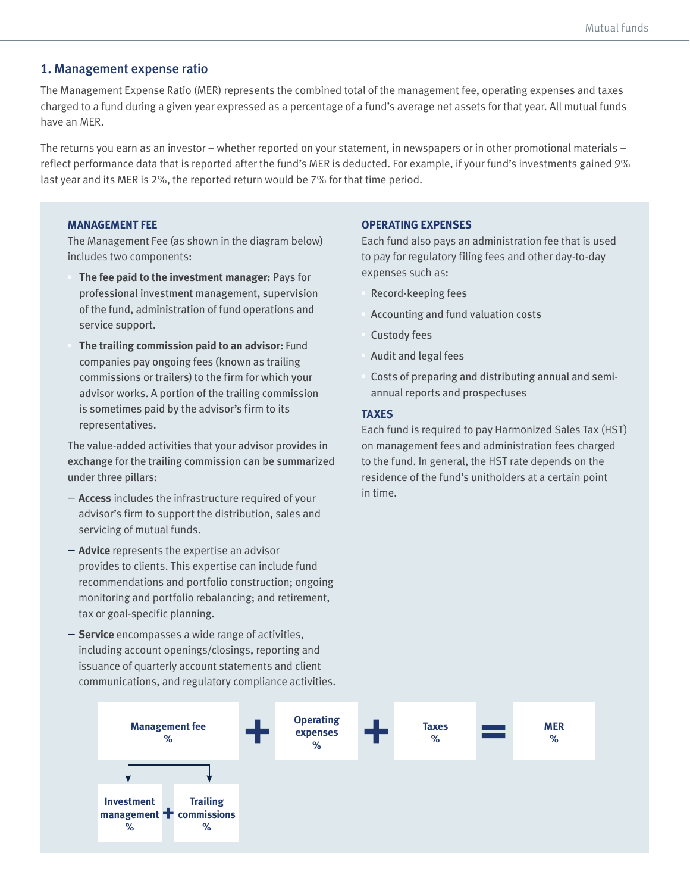## 1. Management expense ratio

The Management Expense Ratio (MER) represents the combined total of the management fee, operating expenses and taxes charged to a fund during a given year expressed as a percentage of a fund's average net assets for that year. All mutual funds have an MER.

The returns you earn as an investor – whether reported on your statement, in newspapers or in other promotional materials – reflect performance data that is reported after the fund's MER is deducted. For example, if your fund's investments gained 9% last year and its MER is 2%, the reported return would be 7% for that time period.

### MANAGEMENT FEE

The Management Fee (as shown in the diagram below) includes two components:

- **The fee paid to the investment manager:** Pays for professional investment management, supervision of the fund, administration of fund operations and service support.
- **The trailing commission paid to an advisor:** Fund companies pay ongoing fees (known as trailing commissions or trailers) to the firm for which your advisor works. A portion of the trailing commission is sometimes paid by the advisor's firm to its representatives.

The value-added activities that your advisor provides in exchange for the trailing commission can be summarized under three pillars:

- **Access** includes the infrastructure required of your advisor's firm to support the distribution, sales and servicing of mutual funds.
- **Advice** represents the expertise an advisor provides to clients. This expertise can include fund recommendations and portfolio construction; ongoing monitoring and portfolio rebalancing; and retirement, tax or goal-specific planning.
- **Service** encompasses a wide range of activities, including account openings/closings, reporting and issuance of quarterly account statements and client communications, and regulatory compliance activities.

### OPERATING EXPENSES

Each fund also pays an administration fee that is used to pay for regulatory filing fees and other day-to-day expenses such as:

- Record-keeping fees
- Accounting and fund valuation costs
- Custody fees
- Audit and legal fees
- Costs of preparing and distributing annual and semi-annual reports and prospectuses

### TAXES

Each fund is required to pay Harmonized Sales Tax (HST) on management fees and administration fees charged to the fund. In general, the HST rate depends on the residence of the fund's unitholders at a certain point in time.

**Management fee %** + **Operating expenses %** + **Taxes %** = **MER %**

**Management fee %** = **Investment management %** + **Trailing commissions %**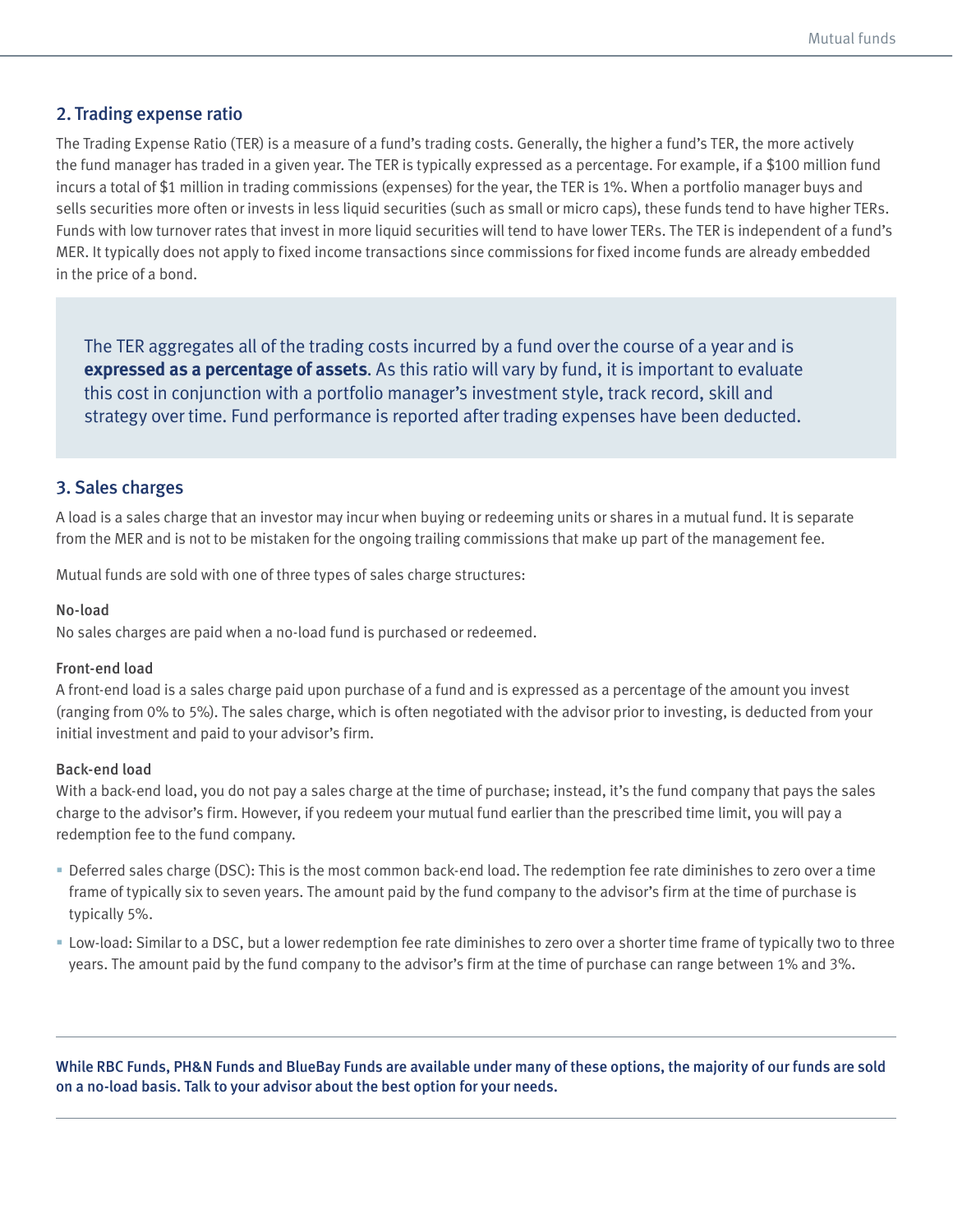## 2. Trading expense ratio

The Trading Expense Ratio (TER) is a measure of a fund's trading costs. Generally, the higher a fund's TER, the more actively the fund manager has traded in a given year. The TER is typically expressed as a percentage. For example, if a $100 million fund incurs a total of $1 million in trading commissions (expenses) for the year, the TER is 1%. When a portfolio manager buys and sells securities more often or invests in less liquid securities (such as small or micro caps), these funds tend to have higher TERs. Funds with low turnover rates that invest in more liquid securities will tend to have lower TERs. The TER is independent of a fund's MER. It typically does not apply to fixed income transactions since commissions for fixed income funds are already embedded in the price of a bond.

> The TER aggregates all of the trading costs incurred by a fund over the course of a year and is **expressed as a percentage of assets**. As this ratio will vary by fund, it is important to evaluate this cost in conjunction with a portfolio manager's investment style, track record, skill and strategy over time. Fund performance is reported after trading expenses have been deducted.

## 3. Sales charges

A load is a sales charge that an investor may incur when buying or redeeming units or shares in a mutual fund. It is separate from the MER and is not to be mistaken for the ongoing trailing commissions that make up part of the management fee.

Mutual funds are sold with one of three types of sales charge structures:

#### No-load

No sales charges are paid when a no-load fund is purchased or redeemed.

#### Front-end load

A front-end load is a sales charge paid upon purchase of a fund and is expressed as a percentage of the amount you invest (ranging from 0% to 5%). The sales charge, which is often negotiated with the advisor prior to investing, is deducted from your initial investment and paid to your advisor's firm.

#### Back-end load

With a back-end load, you do not pay a sales charge at the time of purchase; instead, it's the fund company that pays the sales charge to the advisor's firm. However, if you redeem your mutual fund earlier than the prescribed time limit, you will pay a redemption fee to the fund company.

- Deferred sales charge (DSC): This is the most common back-end load. The redemption fee rate diminishes to zero over a time frame of typically six to seven years. The amount paid by the fund company to the advisor's firm at the time of purchase is typically 5%.
- Low-load: Similar to a DSC, but a lower redemption fee rate diminishes to zero over a shorter time frame of typically two to three years. The amount paid by the fund company to the advisor's firm at the time of purchase can range between 1% and 3%.

---

**While RBC Funds, PH&N Funds and BlueBay Funds are available under many of these options, the majority of our funds are sold on a no-load basis. Talk to your advisor about the best option for your needs.**

---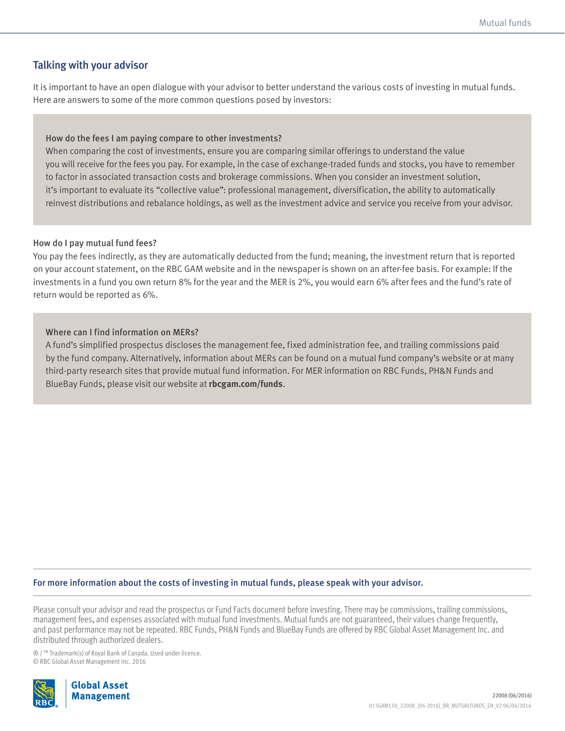## Talking with your advisor

It is important to have an open dialogue with your advisor to better understand the various costs of investing in mutual funds. Here are answers to some of the more common questions posed by investors:

### How do the fees I am paying compare to other investments?

When comparing the cost of investments, ensure you are comparing similar offerings to understand the value you will receive for the fees you pay. For example, in the case of exchange-traded funds and stocks, you have to remember to factor in associated transaction costs and brokerage commissions. When you consider an investment solution, it's important to evaluate its "collective value": professional management, diversification, the ability to automatically reinvest distributions and rebalance holdings, as well as the investment advice and service you receive from your advisor.

### How do I pay mutual fund fees?

You pay the fees indirectly, as they are automatically deducted from the fund; meaning, the investment return that is reported on your account statement, on the RBC GAM website and in the newspaper is shown on an after-fee basis. For example: If the investments in a fund you own return 8% for the year and the MER is 2%, you would earn 6% after fees and the fund's rate of return would be reported as 6%.

### Where can I find information on MERs?

A fund's simplified prospectus discloses the management fee, fixed administration fee, and trailing commissions paid by the fund company. Alternatively, information about MERs can be found on a mutual fund company's website or at many third-party research sites that provide mutual fund information. For MER information on RBC Funds, PH&N Funds and BlueBay Funds, please visit our website at **rbcgam.com/funds**.

**For more information about the costs of investing in mutual funds, please speak with your advisor.**

Please consult your advisor and read the prospectus or Fund Facts document before investing. There may be commissions, trailing commissions, management fees, and expenses associated with mutual fund investments. Mutual funds are not guaranteed, their values change frequently, and past performance may not be repeated. RBC Funds, PH&N Funds and BlueBay Funds are offered by RBC Global Asset Management Inc. and distributed through authorized dealers.

® / ™ Trademark(s) of Royal Bank of Canada. Used under licence.
© RBC Global Asset Management Inc. 2016

Global Asset Management

22008 (06/2016)

015GAM150_22008_(06-2016)_BR_MUTUALFUNDS_EN_V2 06/06/2016